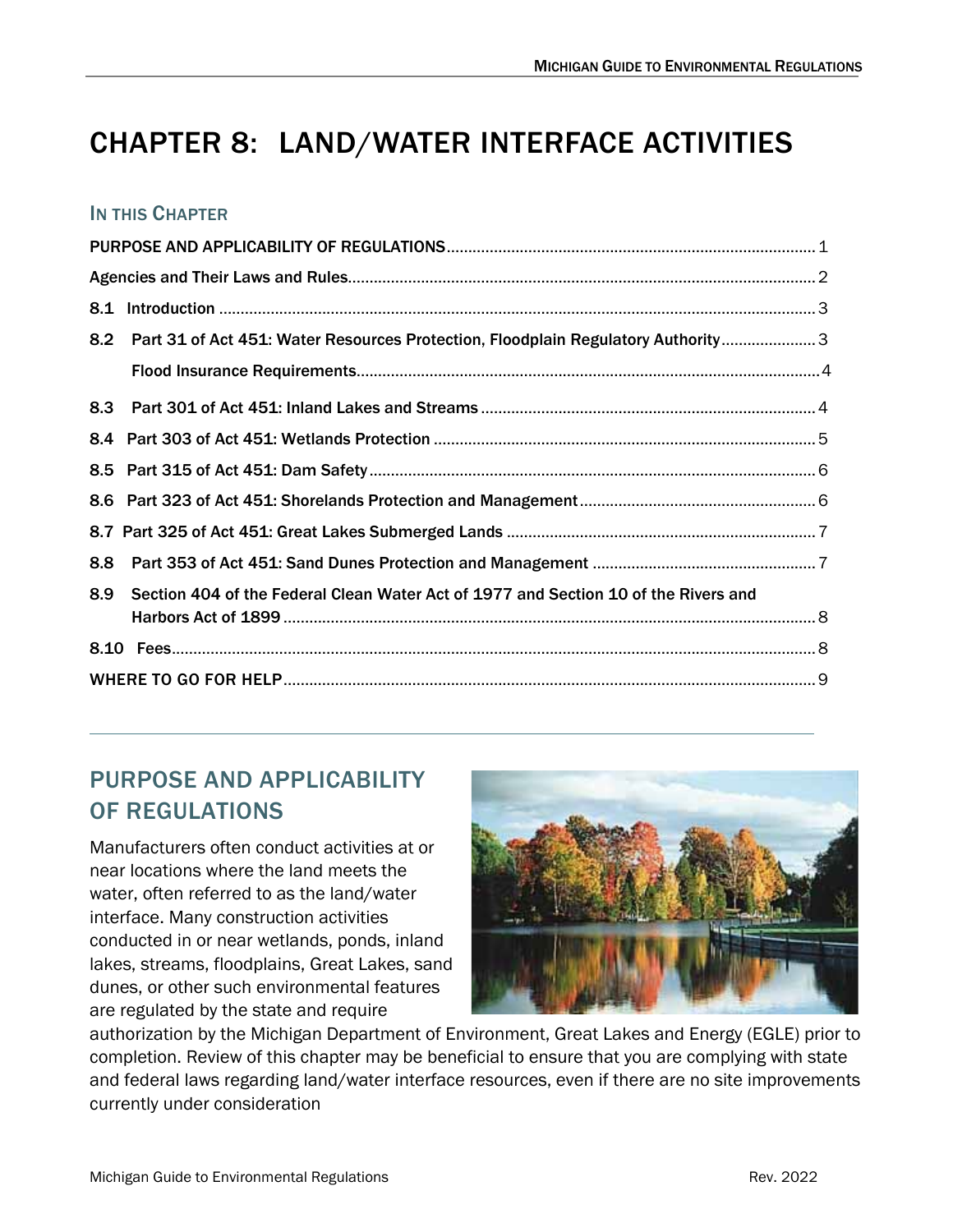# CHAPTER 8: LAND/WATER INTERFACE ACTIVITIES

## IN THIS CHAPTER

PURPOSE AND APPLICABILITY OF REGULATIONS ..... 1

Agencies and Their Laws and Rules ..... 2

8.1 Introduction ..... 3

8.2 Part 31 of Act 451: Water Resources Protection, Floodplain Regulatory Authority ..... 3

Flood Insurance Requirements ..... 4

8.3 Part 301 of Act 451: Inland Lakes and Streams ..... 4

8.4 Part 303 of Act 451: Wetlands Protection ..... 5

8.5 Part 315 of Act 451: Dam Safety ..... 6

8.6 Part 323 of Act 451: Shorelands Protection and Management ..... 6

8.7 Part 325 of Act 451: Great Lakes Submerged Lands ..... 7

8.8 Part 353 of Act 451: Sand Dunes Protection and Management ..... 7

8.9 Section 404 of the Federal Clean Water Act of 1977 and Section 10 of the Rivers and Harbors Act of 1899 ..... 8

8.10 Fees ..... 8

WHERE TO GO FOR HELP ..... 9

## PURPOSE AND APPLICABILITY OF REGULATIONS

Manufacturers often conduct activities at or near locations where the land meets the water, often referred to as the land/water interface. Many construction activities conducted in or near wetlands, ponds, inland lakes, streams, floodplains, Great Lakes, sand dunes, or other such environmental features are regulated by the state and require authorization by the Michigan Department of Environment, Great Lakes and Energy (EGLE) prior to completion. Review of this chapter may be beneficial to ensure that you are complying with state and federal laws regarding land/water interface resources, even if there are no site improvements currently under consideration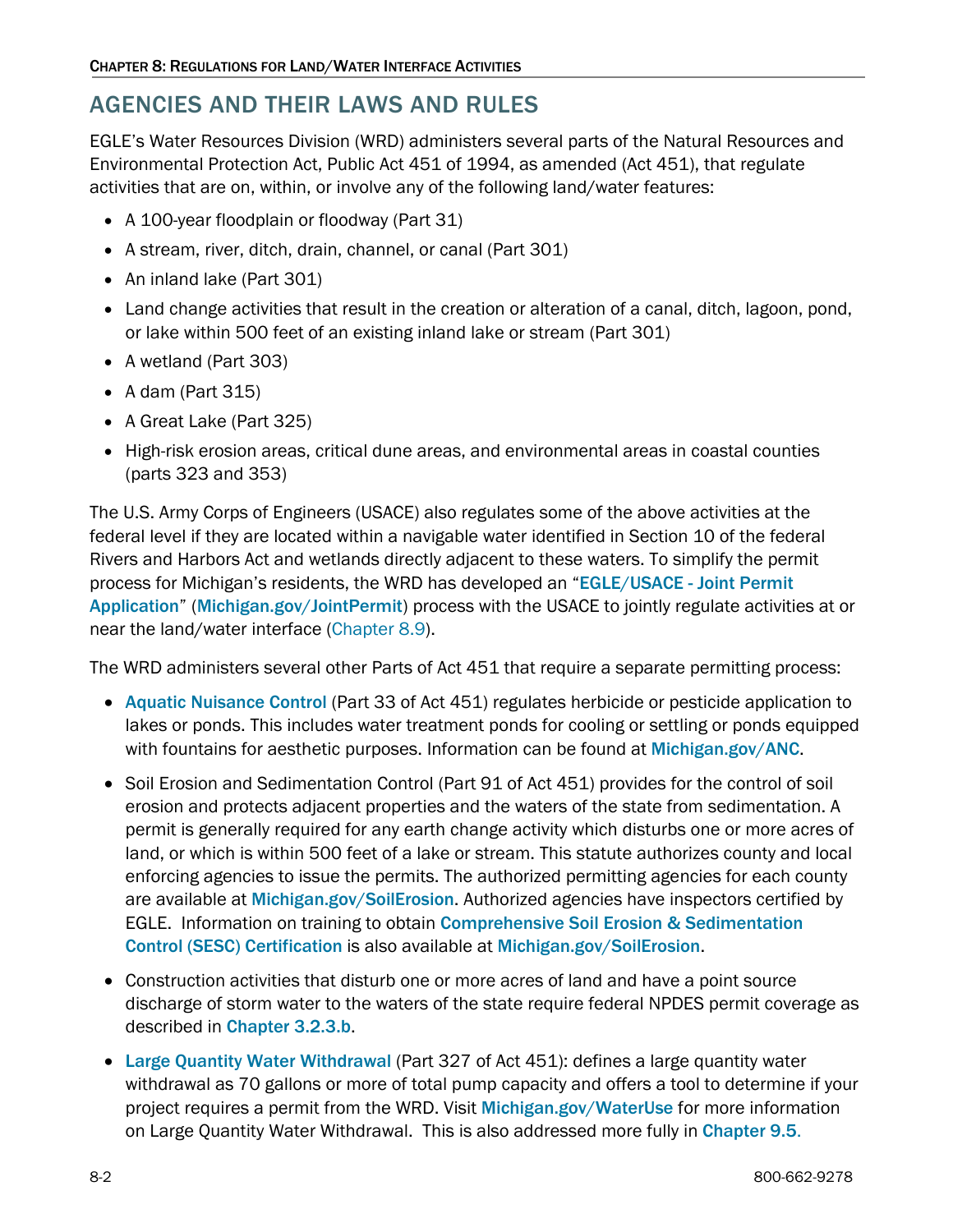## AGENCIES AND THEIR LAWS AND RULES

EGLE's Water Resources Division (WRD) administers several parts of the Natural Resources and Environmental Protection Act, Public Act 451 of 1994, as amended (Act 451), that regulate activities that are on, within, or involve any of the following land/water features:

- A 100-year floodplain or floodway (Part 31)
- A stream, river, ditch, drain, channel, or canal (Part 301)
- An inland lake (Part 301)
- Land change activities that result in the creation or alteration of a canal, ditch, lagoon, pond, or lake within 500 feet of an existing inland lake or stream (Part 301)
- A wetland (Part 303)
- A dam (Part 315)
- A Great Lake (Part 325)
- High-risk erosion areas, critical dune areas, and environmental areas in coastal counties (parts 323 and 353)

The U.S. Army Corps of Engineers (USACE) also regulates some of the above activities at the federal level if they are located within a navigable water identified in Section 10 of the federal Rivers and Harbors Act and wetlands directly adjacent to these waters. To simplify the permit process for Michigan's residents, the WRD has developed an "**EGLE/USACE - Joint Permit Application**" (**Michigan.gov/JointPermit**) process with the USACE to jointly regulate activities at or near the land/water interface (Chapter 8.9).

The WRD administers several other Parts of Act 451 that require a separate permitting process:

- **Aquatic Nuisance Control** (Part 33 of Act 451) regulates herbicide or pesticide application to lakes or ponds. This includes water treatment ponds for cooling or settling or ponds equipped with fountains for aesthetic purposes. Information can be found at **Michigan.gov/ANC**.
- Soil Erosion and Sedimentation Control (Part 91 of Act 451) provides for the control of soil erosion and protects adjacent properties and the waters of the state from sedimentation. A permit is generally required for any earth change activity which disturbs one or more acres of land, or which is within 500 feet of a lake or stream. This statute authorizes county and local enforcing agencies to issue the permits. The authorized permitting agencies for each county are available at **Michigan.gov/SoilErosion**. Authorized agencies have inspectors certified by EGLE. Information on training to obtain **Comprehensive Soil Erosion & Sedimentation Control (SESC) Certification** is also available at **Michigan.gov/SoilErosion**.
- Construction activities that disturb one or more acres of land and have a point source discharge of storm water to the waters of the state require federal NPDES permit coverage as described in **Chapter 3.2.3.b**.
- **Large Quantity Water Withdrawal** (Part 327 of Act 451): defines a large quantity water withdrawal as 70 gallons or more of total pump capacity and offers a tool to determine if your project requires a permit from the WRD. Visit **Michigan.gov/WaterUse** for more information on Large Quantity Water Withdrawal. This is also addressed more fully in **Chapter 9.5**.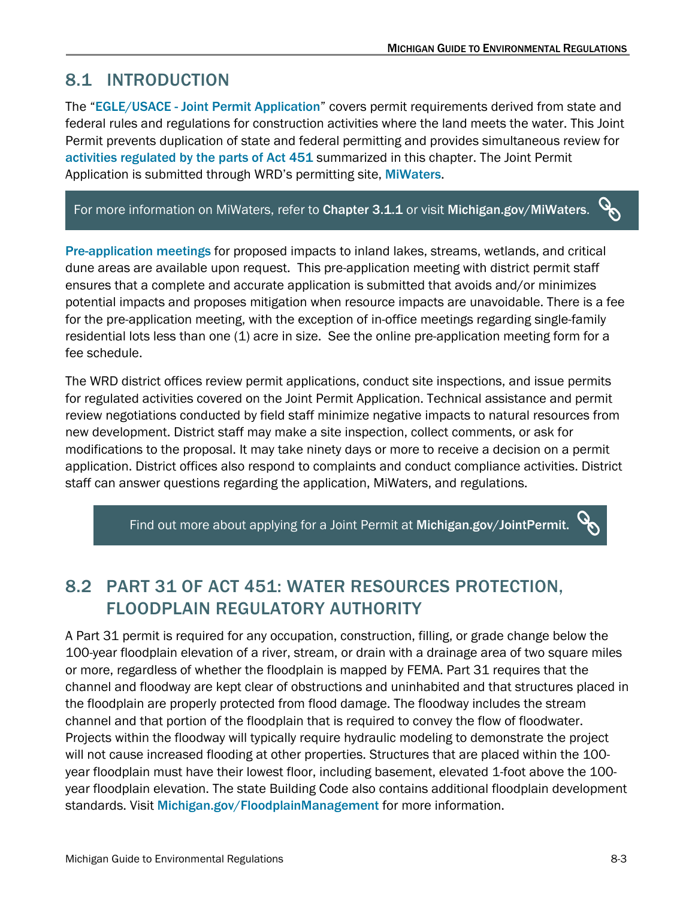## 8.1 INTRODUCTION

The "EGLE/USACE - Joint Permit Application" covers permit requirements derived from state and federal rules and regulations for construction activities where the land meets the water. This Joint Permit prevents duplication of state and federal permitting and provides simultaneous review for activities regulated by the parts of Act 451 summarized in this chapter. The Joint Permit Application is submitted through WRD's permitting site, MiWaters.

> For more information on MiWaters, refer to **Chapter 3.1.1** or visit **Michigan.gov/MiWaters**.

Pre-application meetings for proposed impacts to inland lakes, streams, wetlands, and critical dune areas are available upon request. This pre-application meeting with district permit staff ensures that a complete and accurate application is submitted that avoids and/or minimizes potential impacts and proposes mitigation when resource impacts are unavoidable. There is a fee for the pre-application meeting, with the exception of in-office meetings regarding single-family residential lots less than one (1) acre in size. See the online pre-application meeting form for a fee schedule.

The WRD district offices review permit applications, conduct site inspections, and issue permits for regulated activities covered on the Joint Permit Application. Technical assistance and permit review negotiations conducted by field staff minimize negative impacts to natural resources from new development. District staff may make a site inspection, collect comments, or ask for modifications to the proposal. It may take ninety days or more to receive a decision on a permit application. District offices also respond to complaints and conduct compliance activities. District staff can answer questions regarding the application, MiWaters, and regulations.

> Find out more about applying for a Joint Permit at **Michigan.gov/JointPermit**.

## 8.2 PART 31 OF ACT 451: WATER RESOURCES PROTECTION, FLOODPLAIN REGULATORY AUTHORITY

A Part 31 permit is required for any occupation, construction, filling, or grade change below the 100-year floodplain elevation of a river, stream, or drain with a drainage area of two square miles or more, regardless of whether the floodplain is mapped by FEMA. Part 31 requires that the channel and floodway are kept clear of obstructions and uninhabited and that structures placed in the floodplain are properly protected from flood damage. The floodway includes the stream channel and that portion of the floodplain that is required to convey the flow of floodwater. Projects within the floodway will typically require hydraulic modeling to demonstrate the project will not cause increased flooding at other properties. Structures that are placed within the 100-year floodplain must have their lowest floor, including basement, elevated 1-foot above the 100-year floodplain elevation. The state Building Code also contains additional floodplain development standards. Visit Michigan.gov/FloodplainManagement for more information.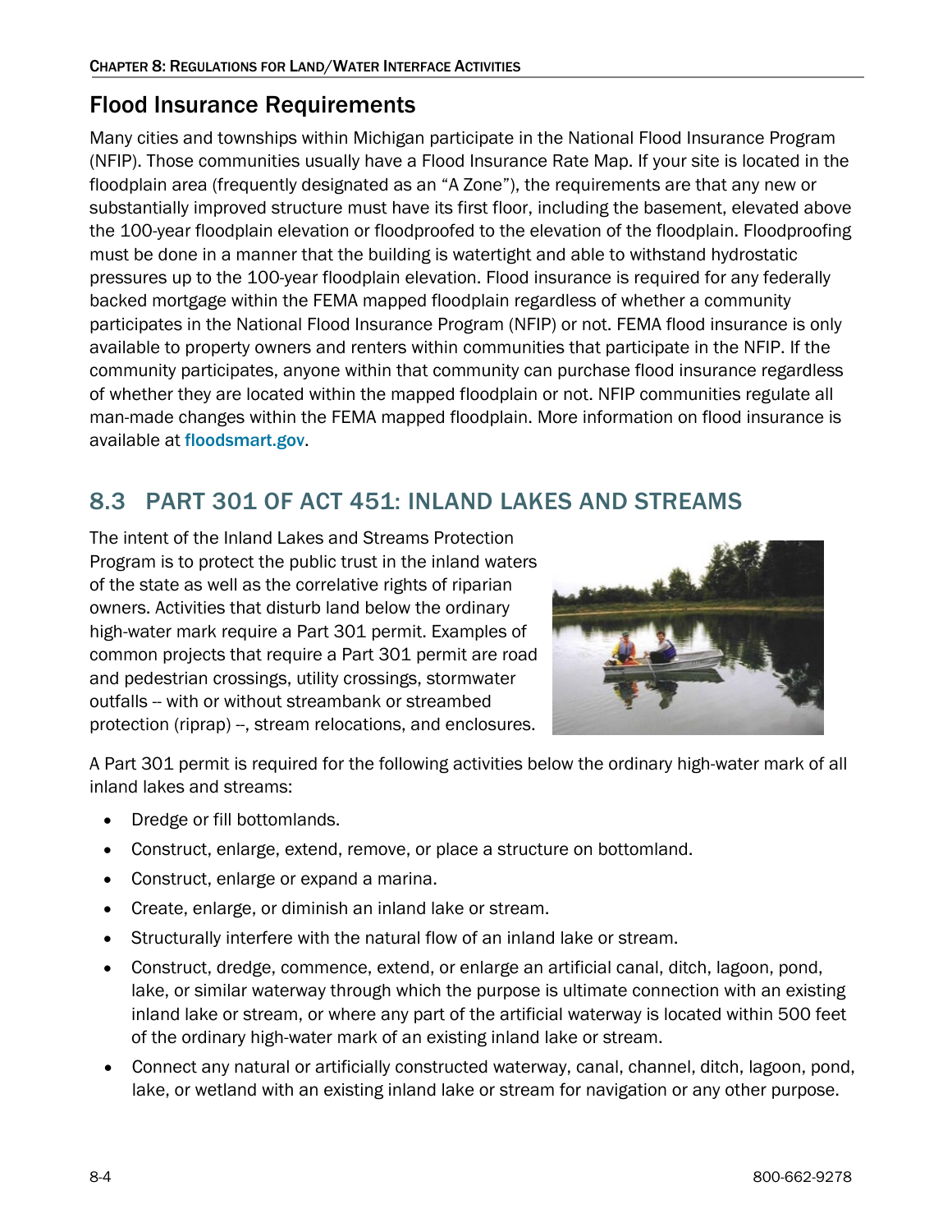## Flood Insurance Requirements

Many cities and townships within Michigan participate in the National Flood Insurance Program (NFIP). Those communities usually have a Flood Insurance Rate Map. If your site is located in the floodplain area (frequently designated as an "A Zone"), the requirements are that any new or substantially improved structure must have its first floor, including the basement, elevated above the 100-year floodplain elevation or floodproofed to the elevation of the floodplain. Floodproofing must be done in a manner that the building is watertight and able to withstand hydrostatic pressures up to the 100-year floodplain elevation. Flood insurance is required for any federally backed mortgage within the FEMA mapped floodplain regardless of whether a community participates in the National Flood Insurance Program (NFIP) or not. FEMA flood insurance is only available to property owners and renters within communities that participate in the NFIP. If the community participates, anyone within that community can purchase flood insurance regardless of whether they are located within the mapped floodplain or not. NFIP communities regulate all man-made changes within the FEMA mapped floodplain. More information on flood insurance is available at floodsmart.gov.

## 8.3 PART 301 OF ACT 451: INLAND LAKES AND STREAMS

The intent of the Inland Lakes and Streams Protection Program is to protect the public trust in the inland waters of the state as well as the correlative rights of riparian owners. Activities that disturb land below the ordinary high-water mark require a Part 301 permit. Examples of common projects that require a Part 301 permit are road and pedestrian crossings, utility crossings, stormwater outfalls -- with or without streambank or streambed protection (riprap) --, stream relocations, and enclosures.

A Part 301 permit is required for the following activities below the ordinary high-water mark of all inland lakes and streams:

- Dredge or fill bottomlands.
- Construct, enlarge, extend, remove, or place a structure on bottomland.
- Construct, enlarge or expand a marina.
- Create, enlarge, or diminish an inland lake or stream.
- Structurally interfere with the natural flow of an inland lake or stream.
- Construct, dredge, commence, extend, or enlarge an artificial canal, ditch, lagoon, pond, lake, or similar waterway through which the purpose is ultimate connection with an existing inland lake or stream, or where any part of the artificial waterway is located within 500 feet of the ordinary high-water mark of an existing inland lake or stream.
- Connect any natural or artificially constructed waterway, canal, channel, ditch, lagoon, pond, lake, or wetland with an existing inland lake or stream for navigation or any other purpose.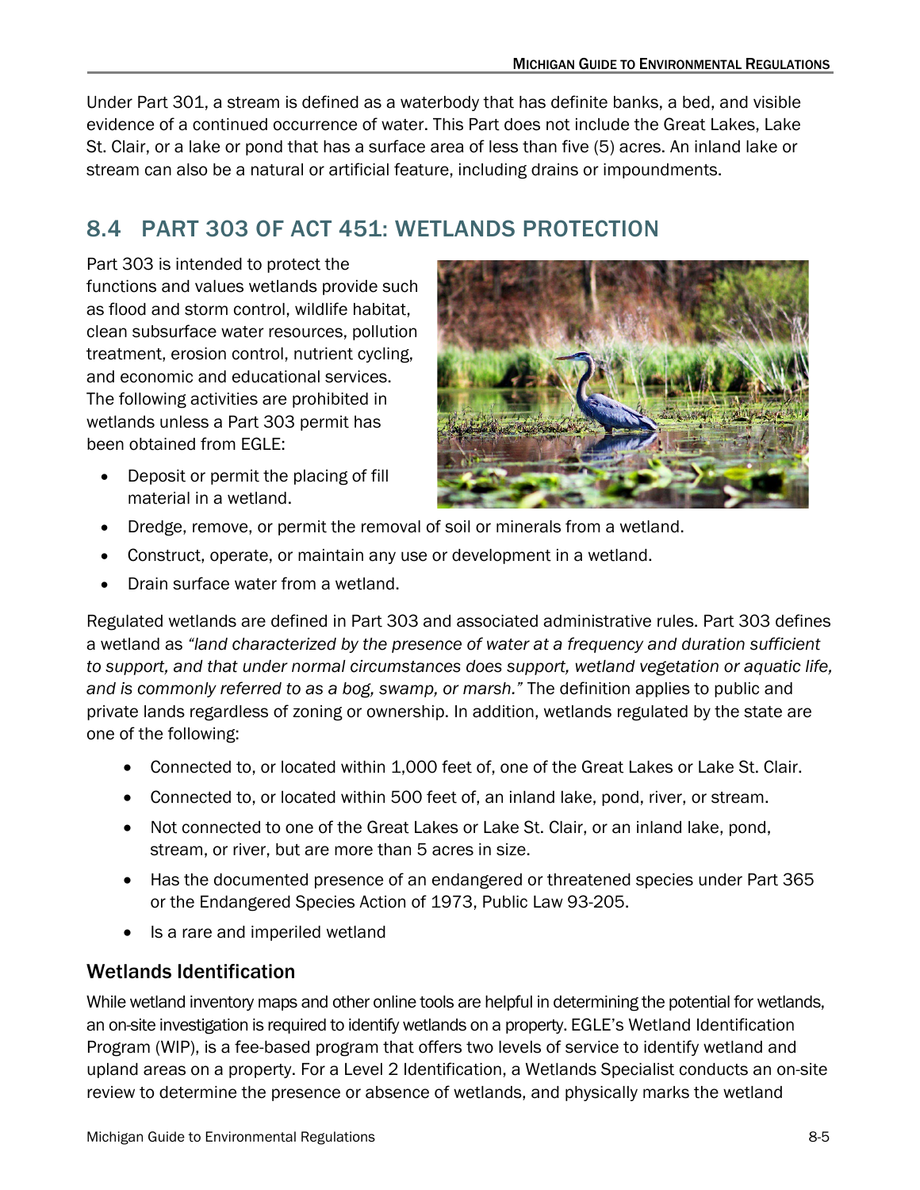Under Part 301, a stream is defined as a waterbody that has definite banks, a bed, and visible evidence of a continued occurrence of water. This Part does not include the Great Lakes, Lake St. Clair, or a lake or pond that has a surface area of less than five (5) acres. An inland lake or stream can also be a natural or artificial feature, including drains or impoundments.

## 8.4 PART 303 OF ACT 451: WETLANDS PROTECTION

Part 303 is intended to protect the functions and values wetlands provide such as flood and storm control, wildlife habitat, clean subsurface water resources, pollution treatment, erosion control, nutrient cycling, and economic and educational services. The following activities are prohibited in wetlands unless a Part 303 permit has been obtained from EGLE:

- Deposit or permit the placing of fill material in a wetland.
- Dredge, remove, or permit the removal of soil or minerals from a wetland.
- Construct, operate, or maintain any use or development in a wetland.
- Drain surface water from a wetland.

Regulated wetlands are defined in Part 303 and associated administrative rules. Part 303 defines a wetland as *"land characterized by the presence of water at a frequency and duration sufficient to support, and that under normal circumstances does support, wetland vegetation or aquatic life, and is commonly referred to as a bog, swamp, or marsh."* The definition applies to public and private lands regardless of zoning or ownership. In addition, wetlands regulated by the state are one of the following:

- Connected to, or located within 1,000 feet of, one of the Great Lakes or Lake St. Clair.
- Connected to, or located within 500 feet of, an inland lake, pond, river, or stream.
- Not connected to one of the Great Lakes or Lake St. Clair, or an inland lake, pond, stream, or river, but are more than 5 acres in size.
- Has the documented presence of an endangered or threatened species under Part 365 or the Endangered Species Action of 1973, Public Law 93-205.
- Is a rare and imperiled wetland

### Wetlands Identification

While wetland inventory maps and other online tools are helpful in determining the potential for wetlands, an on-site investigation is required to identify wetlands on a property. EGLE's Wetland Identification Program (WIP), is a fee-based program that offers two levels of service to identify wetland and upland areas on a property. For a Level 2 Identification, a Wetlands Specialist conducts an on-site review to determine the presence or absence of wetlands, and physically marks the wetland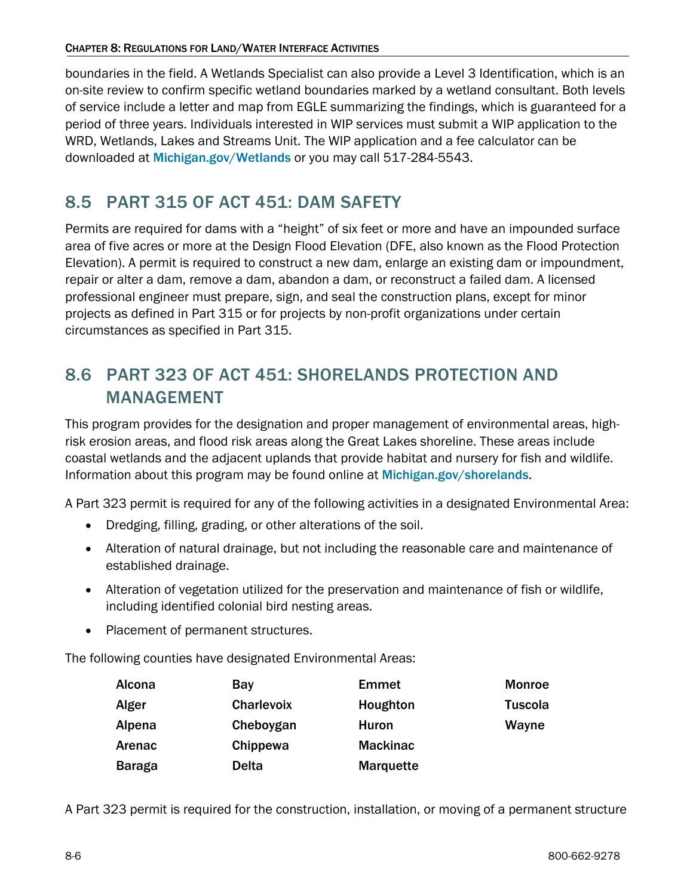boundaries in the field. A Wetlands Specialist can also provide a Level 3 Identification, which is an on-site review to confirm specific wetland boundaries marked by a wetland consultant. Both levels of service include a letter and map from EGLE summarizing the findings, which is guaranteed for a period of three years. Individuals interested in WIP services must submit a WIP application to the WRD, Wetlands, Lakes and Streams Unit. The WIP application and a fee calculator can be downloaded at Michigan.gov/Wetlands or you may call 517-284-5543.

## 8.5 PART 315 OF ACT 451: DAM SAFETY

Permits are required for dams with a "height" of six feet or more and have an impounded surface area of five acres or more at the Design Flood Elevation (DFE, also known as the Flood Protection Elevation). A permit is required to construct a new dam, enlarge an existing dam or impoundment, repair or alter a dam, remove a dam, abandon a dam, or reconstruct a failed dam. A licensed professional engineer must prepare, sign, and seal the construction plans, except for minor projects as defined in Part 315 or for projects by non-profit organizations under certain circumstances as specified in Part 315.

## 8.6 PART 323 OF ACT 451: SHORELANDS PROTECTION AND MANAGEMENT

This program provides for the designation and proper management of environmental areas, high-risk erosion areas, and flood risk areas along the Great Lakes shoreline. These areas include coastal wetlands and the adjacent uplands that provide habitat and nursery for fish and wildlife. Information about this program may be found online at Michigan.gov/shorelands.

A Part 323 permit is required for any of the following activities in a designated Environmental Area:

- Dredging, filling, grading, or other alterations of the soil.
- Alteration of natural drainage, but not including the reasonable care and maintenance of established drainage.
- Alteration of vegetation utilized for the preservation and maintenance of fish or wildlife, including identified colonial bird nesting areas.
- Placement of permanent structures.

The following counties have designated Environmental Areas:

| | | | |
|---|---|---|---|
| Alcona | Bay | Emmet | Monroe |
| Alger | Charlevoix | Houghton | Tuscola |
| Alpena | Cheboygan | Huron | Wayne |
| Arenac | Chippewa | Mackinac | |
| Baraga | Delta | Marquette | |

A Part 323 permit is required for the construction, installation, or moving of a permanent structure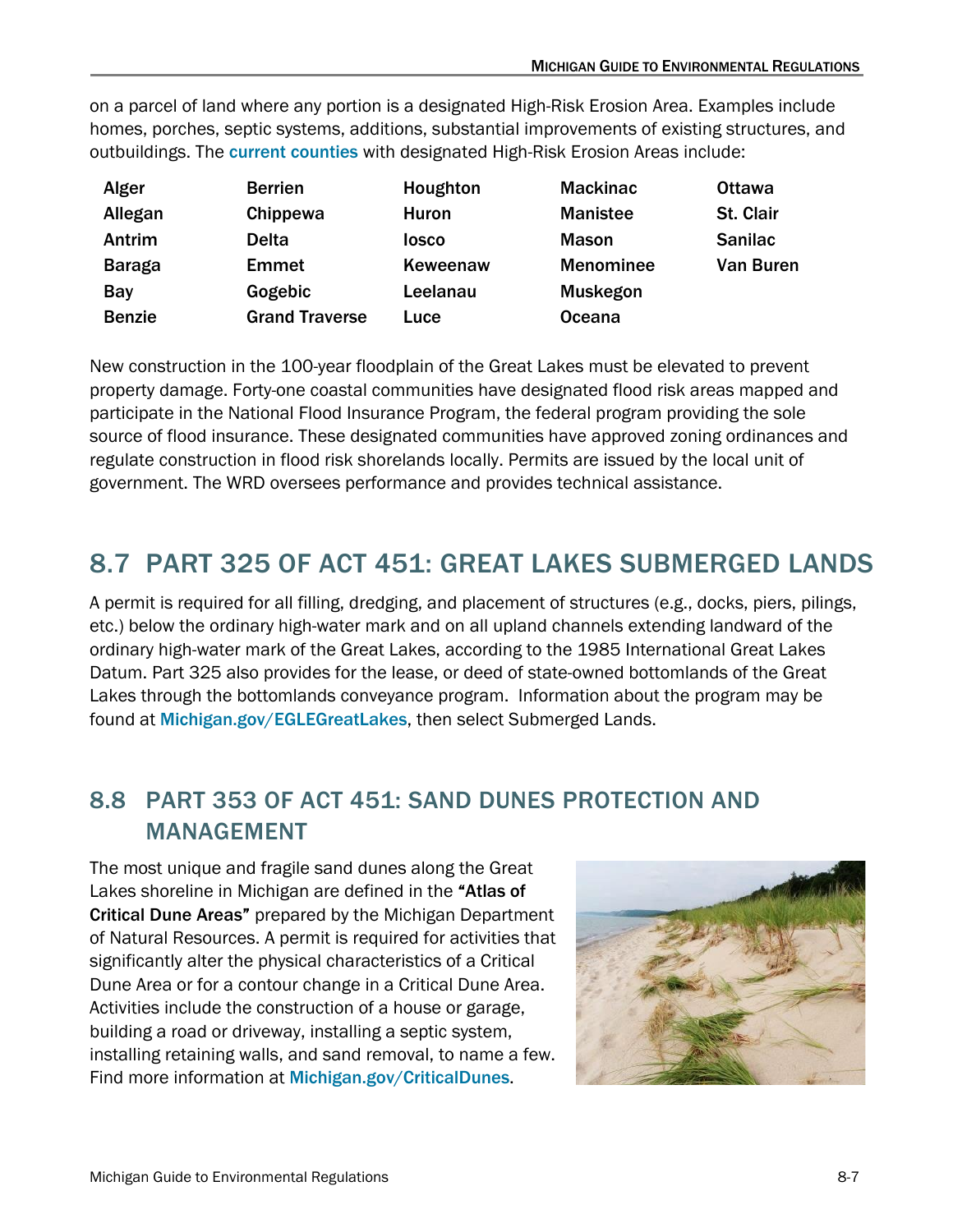on a parcel of land where any portion is a designated High-Risk Erosion Area. Examples include homes, porches, septic systems, additions, substantial improvements of existing structures, and outbuildings. The current counties with designated High-Risk Erosion Areas include:

| | | | | |
|---|---|---|---|---|
| **Alger** | **Berrien** | **Houghton** | **Mackinac** | **Ottawa** |
| **Allegan** | **Chippewa** | **Huron** | **Manistee** | **St. Clair** |
| **Antrim** | **Delta** | **Iosco** | **Mason** | **Sanilac** |
| **Baraga** | **Emmet** | **Keweenaw** | **Menominee** | **Van Buren** |
| **Bay** | **Gogebic** | **Leelanau** | **Muskegon** | |
| **Benzie** | **Grand Traverse** | **Luce** | **Oceana** | |

New construction in the 100-year floodplain of the Great Lakes must be elevated to prevent property damage. Forty-one coastal communities have designated flood risk areas mapped and participate in the National Flood Insurance Program, the federal program providing the sole source of flood insurance. These designated communities have approved zoning ordinances and regulate construction in flood risk shorelands locally. Permits are issued by the local unit of government. The WRD oversees performance and provides technical assistance.

## 8.7 PART 325 OF ACT 451: GREAT LAKES SUBMERGED LANDS

A permit is required for all filling, dredging, and placement of structures (e.g., docks, piers, pilings, etc.) below the ordinary high-water mark and on all upland channels extending landward of the ordinary high-water mark of the Great Lakes, according to the 1985 International Great Lakes Datum. Part 325 also provides for the lease, or deed of state-owned bottomlands of the Great Lakes through the bottomlands conveyance program. Information about the program may be found at Michigan.gov/EGLEGreatLakes, then select Submerged Lands.

## 8.8 PART 353 OF ACT 451: SAND DUNES PROTECTION AND MANAGEMENT

The most unique and fragile sand dunes along the Great Lakes shoreline in Michigan are defined in the **"Atlas of Critical Dune Areas"** prepared by the Michigan Department of Natural Resources. A permit is required for activities that significantly alter the physical characteristics of a Critical Dune Area or for a contour change in a Critical Dune Area. Activities include the construction of a house or garage, building a road or driveway, installing a septic system, installing retaining walls, and sand removal, to name a few. Find more information at Michigan.gov/CriticalDunes.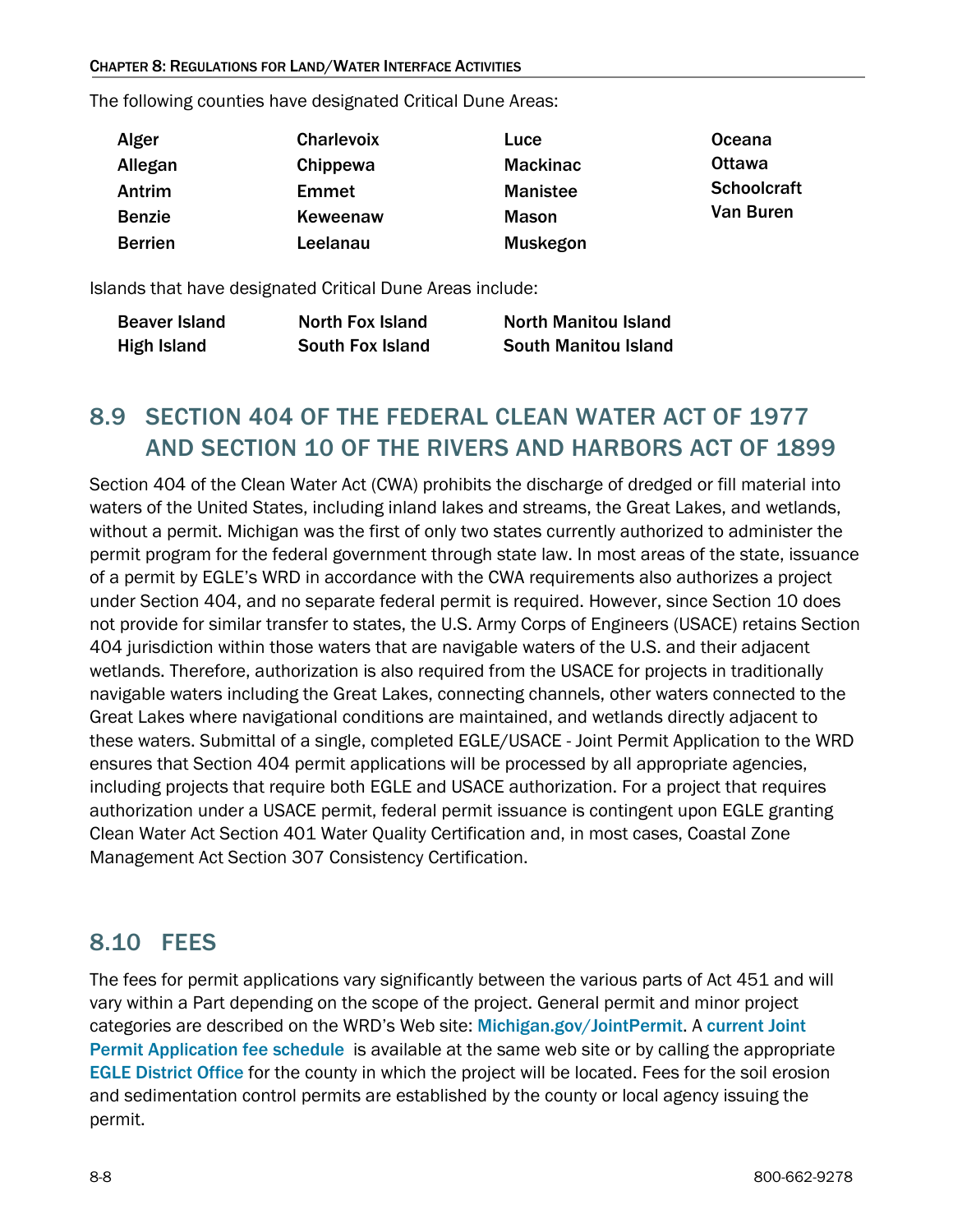The following counties have designated Critical Dune Areas:

| | | | |
|---|---|---|---|
| **Alger** | **Charlevoix** | **Luce** | **Oceana** |
| **Allegan** | **Chippewa** | **Mackinac** | **Ottawa** |
| **Antrim** | **Emmet** | **Manistee** | **Schoolcraft** |
| **Benzie** | **Keweenaw** | **Mason** | **Van Buren** |
| **Berrien** | **Leelanau** | **Muskegon** | |

Islands that have designated Critical Dune Areas include:

| | | |
|---|---|---|
| **Beaver Island** | **North Fox Island** | **North Manitou Island** |
| **High Island** | **South Fox Island** | **South Manitou Island** |

## 8.9 SECTION 404 OF THE FEDERAL CLEAN WATER ACT OF 1977 AND SECTION 10 OF THE RIVERS AND HARBORS ACT OF 1899

Section 404 of the Clean Water Act (CWA) prohibits the discharge of dredged or fill material into waters of the United States, including inland lakes and streams, the Great Lakes, and wetlands, without a permit. Michigan was the first of only two states currently authorized to administer the permit program for the federal government through state law. In most areas of the state, issuance of a permit by EGLE's WRD in accordance with the CWA requirements also authorizes a project under Section 404, and no separate federal permit is required. However, since Section 10 does not provide for similar transfer to states, the U.S. Army Corps of Engineers (USACE) retains Section 404 jurisdiction within those waters that are navigable waters of the U.S. and their adjacent wetlands. Therefore, authorization is also required from the USACE for projects in traditionally navigable waters including the Great Lakes, connecting channels, other waters connected to the Great Lakes where navigational conditions are maintained, and wetlands directly adjacent to these waters. Submittal of a single, completed EGLE/USACE - Joint Permit Application to the WRD ensures that Section 404 permit applications will be processed by all appropriate agencies, including projects that require both EGLE and USACE authorization. For a project that requires authorization under a USACE permit, federal permit issuance is contingent upon EGLE granting Clean Water Act Section 401 Water Quality Certification and, in most cases, Coastal Zone Management Act Section 307 Consistency Certification.

## 8.10 FEES

The fees for permit applications vary significantly between the various parts of Act 451 and will vary within a Part depending on the scope of the project. General permit and minor project categories are described on the WRD's Web site: Michigan.gov/JointPermit. A current Joint Permit Application fee schedule is available at the same web site or by calling the appropriate EGLE District Office for the county in which the project will be located. Fees for the soil erosion and sedimentation control permits are established by the county or local agency issuing the permit.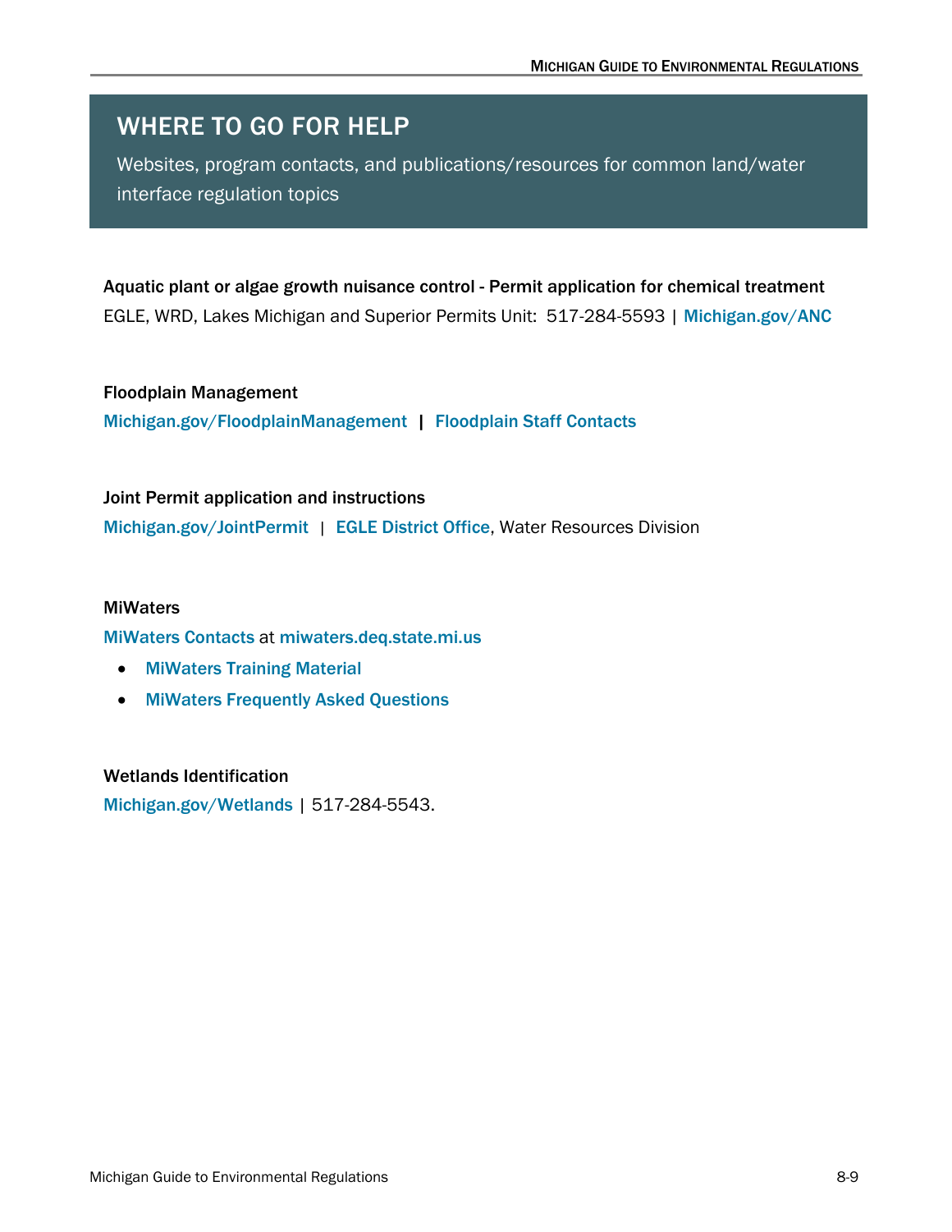# WHERE TO GO FOR HELP

Websites, program contacts, and publications/resources for common land/water interface regulation topics

**Aquatic plant or algae growth nuisance control - Permit application for chemical treatment**
EGLE, WRD, Lakes Michigan and Superior Permits Unit: 517-284-5593 | Michigan.gov/ANC

**Floodplain Management**
Michigan.gov/FloodplainManagement | Floodplain Staff Contacts

**Joint Permit application and instructions**
Michigan.gov/JointPermit | EGLE District Office, Water Resources Division

**MiWaters**
MiWaters Contacts at miwaters.deq.state.mi.us

- MiWaters Training Material
- MiWaters Frequently Asked Questions

**Wetlands Identification**
Michigan.gov/Wetlands | 517-284-5543.